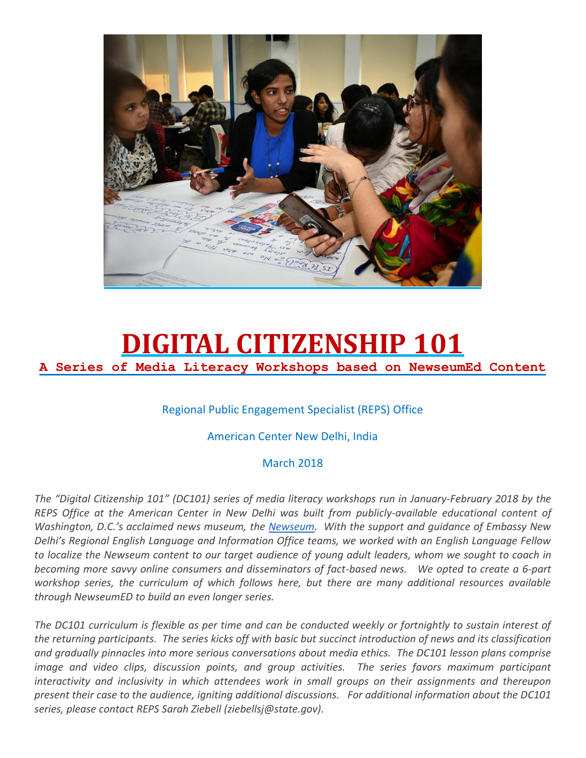# DIGITAL CITIZENSHIP 101

## A Series of Media Literacy Workshops based on NewseumEd Content

Regional Public Engagement Specialist (REPS) Office

American Center New Delhi, India

March 2018

*The "Digital Citizenship 101" (DC101) series of media literacy workshops run in January-February 2018 by the REPS Office at the American Center in New Delhi was built from publicly-available educational content of Washington, D.C.'s acclaimed news museum, the [Newseum](). With the support and guidance of Embassy New Delhi's Regional English Language and Information Office teams, we worked with an English Language Fellow to localize the Newseum content to our target audience of young adult leaders, whom we sought to coach in becoming more savvy online consumers and disseminators of fact-based news. We opted to create a 6-part workshop series, the curriculum of which follows here, but there are many additional resources available through NewseumED to build an even longer series.*

*The DC101 curriculum is flexible as per time and can be conducted weekly or fortnightly to sustain interest of the returning participants. The series kicks off with basic but succinct introduction of news and its classification and gradually pinnacles into more serious conversations about media ethics. The DC101 lesson plans comprise image and video clips, discussion points, and group activities. The series favors maximum participant interactivity and inclusivity in which attendees work in small groups on their assignments and thereupon present their case to the audience, igniting additional discussions. For additional information about the DC101 series, please contact REPS Sarah Ziebell (ziebellsj@state.gov).*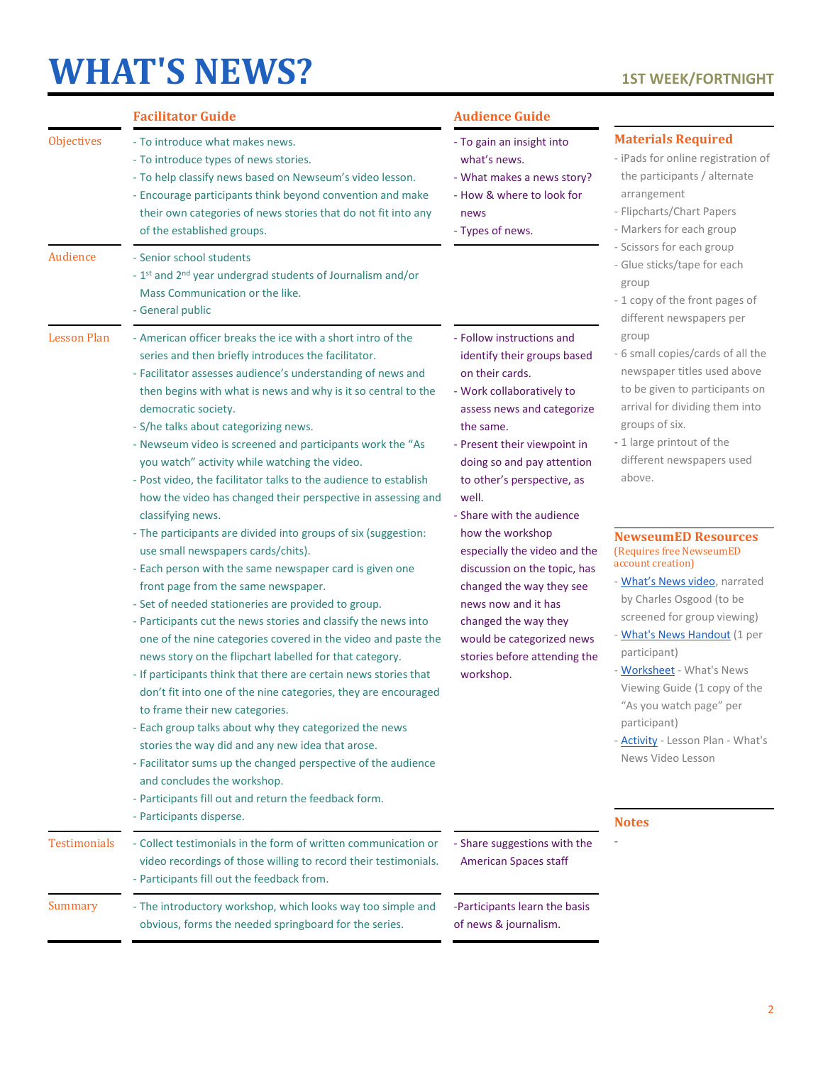# WHAT'S NEWS?

**1ST WEEK/FORTNIGHT**

| | Facilitator Guide | Audience Guide |
|---|---|---|
| Objectives | - To introduce what makes news.<br>- To introduce types of news stories.<br>- To help classify news based on Newseum's video lesson.<br>- Encourage participants think beyond convention and make their own categories of news stories that do not fit into any of the established groups. | - To gain an insight into what's news.<br>- What makes a news story?<br>- How & where to look for news<br>- Types of news. |
| Audience | - Senior school students<br>- 1st and 2nd year undergrad students of Journalism and/or Mass Communication or the like.<br>- General public | |
| Lesson Plan | - American officer breaks the ice with a short intro of the series and then briefly introduces the facilitator.<br>- Facilitator assesses audience's understanding of news and then begins with what is news and why is it so central to the democratic society.<br>- S/he talks about categorizing news.<br>- Newseum video is screened and participants work the "As you watch" activity while watching the video.<br>- Post video, the facilitator talks to the audience to establish how the video has changed their perspective in assessing and classifying news.<br>- The participants are divided into groups of six (suggestion: use small newspapers cards/chits).<br>- Each person with the same newspaper card is given one front page from the same newspaper.<br>- Set of needed stationeries are provided to group.<br>- Participants cut the news stories and classify the news into one of the nine categories covered in the video and paste the news story on the flipchart labelled for that category.<br>- If participants think that there are certain news stories that don't fit into one of the nine categories, they are encouraged to frame their new categories.<br>- Each group talks about why they categorized the news stories the way did and any new idea that arose.<br>- Facilitator sums up the changed perspective of the audience and concludes the workshop.<br>- Participants fill out and return the feedback form.<br>- Participants disperse. | - Follow instructions and identify their groups based on their cards.<br>- Work collaboratively to assess news and categorize the same.<br>- Present their viewpoint in doing so and pay attention to other's perspective, as well.<br>- Share with the audience how the workshop especially the video and the discussion on the topic, has changed the way they see news now and it has changed the way they would be categorized news stories before attending the workshop. |
| Testimonials | - Collect testimonials in the form of written communication or video recordings of those willing to record their testimonials.<br>- Participants fill out the feedback from. | - Share suggestions with the American Spaces staff |
| Summary | - The introductory workshop, which looks way too simple and obvious, forms the needed springboard for the series. | -Participants learn the basis of news & journalism. |

## Materials Required

- iPads for online registration of the participants / alternate arrangement
- Flipcharts/Chart Papers
- Markers for each group
- Scissors for each group
- Glue sticks/tape for each group
- 1 copy of the front pages of different newspapers per group
- 6 small copies/cards of all the newspaper titles used above to be given to participants on arrival for dividing them into groups of six.
- 1 large printout of the different newspapers used above.

## NewseumED Resources

(Requires free NewseumED account creation)

- What's News video, narrated by Charles Osgood (to be screened for group viewing)
- What's News Handout (1 per participant)
- Worksheet - What's News Viewing Guide (1 copy of the "As you watch page" per participant)
- Activity - Lesson Plan - What's News Video Lesson

## Notes

-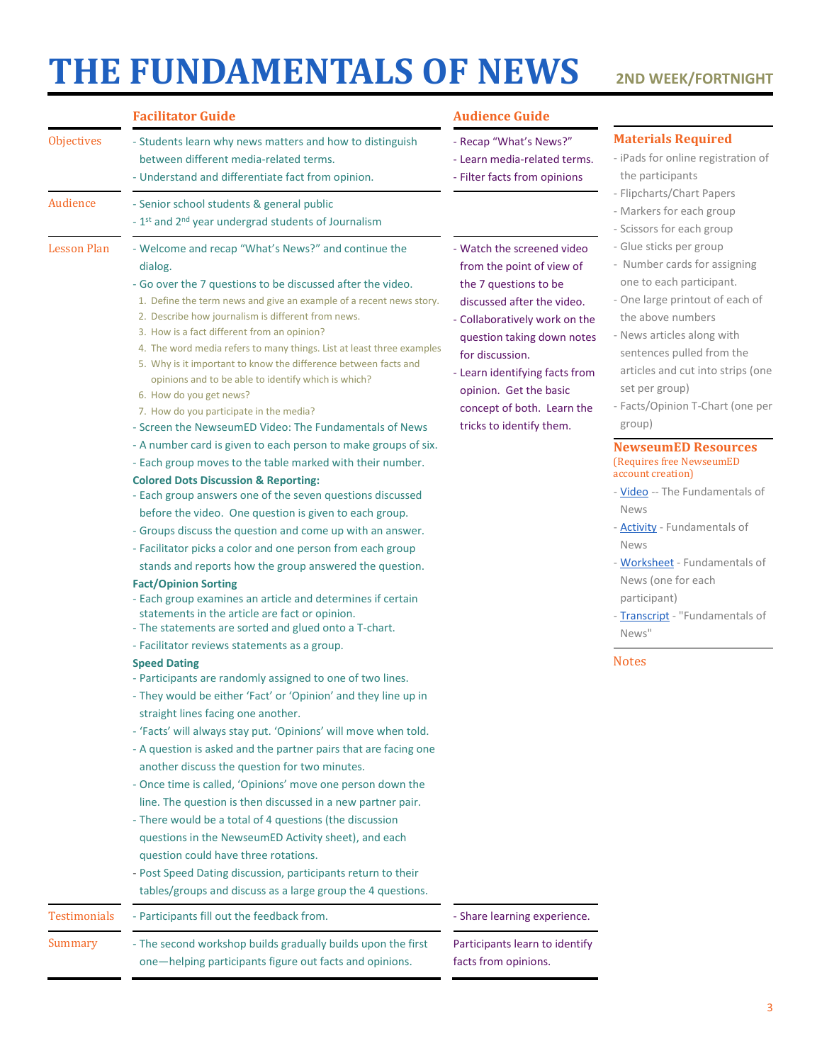# THE FUNDAMENTALS OF NEWS

**2ND WEEK/FORTNIGHT**

| | Facilitator Guide | Audience Guide |
|---|---|---|
| Objectives | - Students learn why news matters and how to distinguish between different media-related terms.<br>- Understand and differentiate fact from opinion. | - Recap "What's News?"<br>- Learn media-related terms.<br>- Filter facts from opinions |
| Audience | - Senior school students & general public<br>- 1st and 2nd year undergrad students of Journalism | |
| Lesson Plan | - Welcome and recap "What's News?" and continue the dialog.<br>- Go over the 7 questions to be discussed after the video.<br>1. Define the term news and give an example of a recent news story.<br>2. Describe how journalism is different from news.<br>3. How is a fact different from an opinion?<br>4. The word media refers to many things. List at least three examples<br>5. Why is it important to know the difference between facts and opinions and to be able to identify which is which?<br>6. How do you get news?<br>7. How do you participate in the media?<br>- Screen the NewseumED Video: The Fundamentals of News<br>- A number card is given to each person to make groups of six.<br>- Each group moves to the table marked with their number.<br>**Colored Dots Discussion & Reporting:**<br>- Each group answers one of the seven questions discussed before the video. One question is given to each group.<br>- Groups discuss the question and come up with an answer.<br>- Facilitator picks a color and one person from each group stands and reports how the group answered the question.<br>**Fact/Opinion Sorting**<br>- Each group examines an article and determines if certain statements in the article are fact or opinion.<br>- The statements are sorted and glued onto a T-chart.<br>- Facilitator reviews statements as a group.<br>**Speed Dating**<br>- Participants are randomly assigned to one of two lines.<br>- They would be either 'Fact' or 'Opinion' and they line up in straight lines facing one another.<br>- 'Facts' will always stay put. 'Opinions' will move when told.<br>- A question is asked and the partner pairs that are facing one another discuss the question for two minutes.<br>- Once time is called, 'Opinions' move one person down the line. The question is then discussed in a new partner pair.<br>- There would be a total of 4 questions (the discussion questions in the NewseumED Activity sheet), and each question could have three rotations.<br>- Post Speed Dating discussion, participants return to their tables/groups and discuss as a large group the 4 questions. | - Watch the screened video from the point of view of the 7 questions to be discussed after the video.<br>- Collaboratively work on the question taking down notes for discussion.<br>- Learn identifying facts from opinion. Get the basic concept of both. Learn the tricks to identify them. |
| Testimonials | - Participants fill out the feedback from. | - Share learning experience. |
| Summary | - The second workshop builds gradually builds upon the first one—helping participants figure out facts and opinions. | Participants learn to identify facts from opinions. |

## Materials Required

- iPads for online registration of the participants
- Flipcharts/Chart Papers
- Markers for each group
- Scissors for each group
- Glue sticks per group
- Number cards for assigning one to each participant.
- One large printout of each of the above numbers
- News articles along with sentences pulled from the articles and cut into strips (one set per group)
- Facts/Opinion T-Chart (one per group)

## NewseumED Resources

(Requires free NewseumED account creation)

- Video -- The Fundamentals of News
- Activity - Fundamentals of News
- Worksheet - Fundamentals of News (one for each participant)
- Transcript - "Fundamentals of News"

## Notes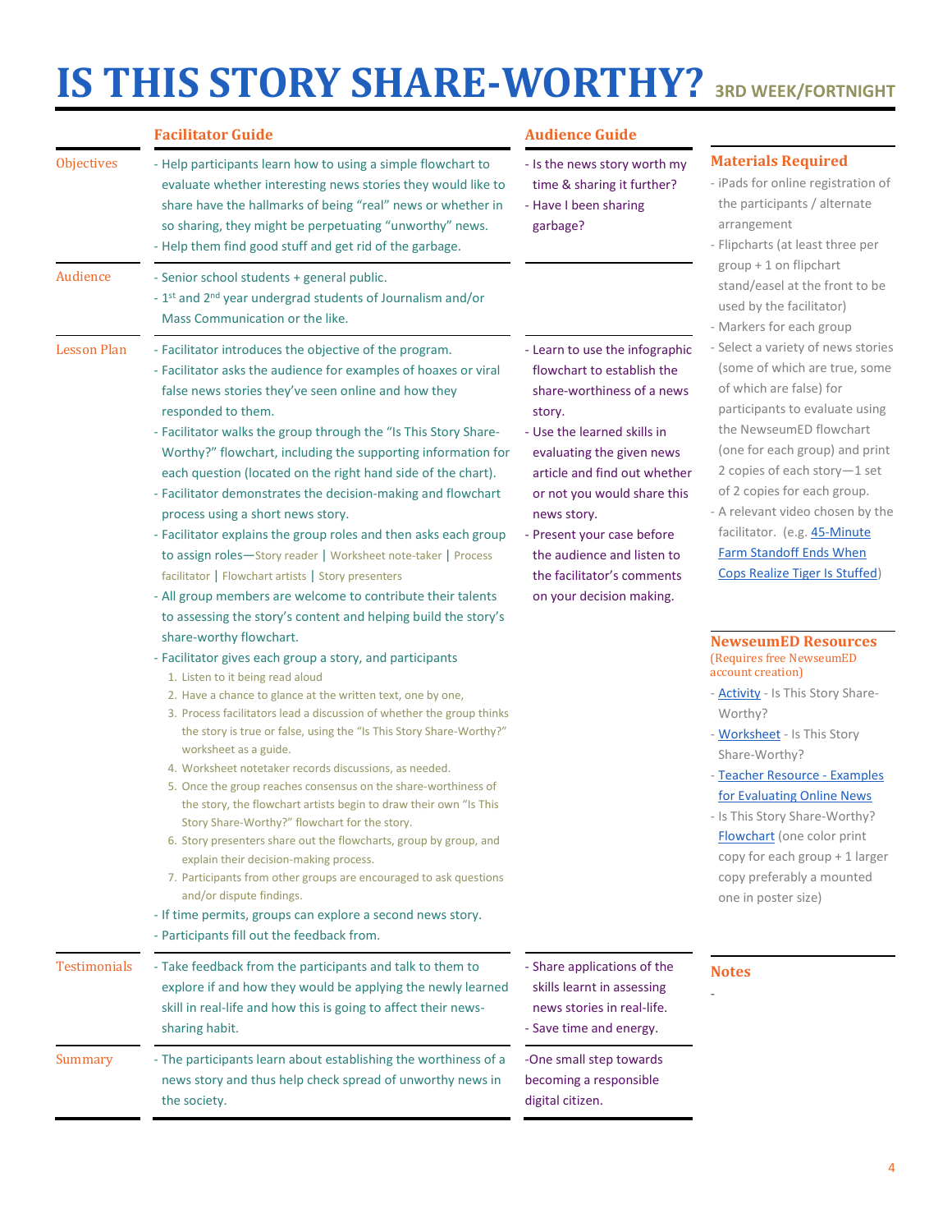# IS THIS STORY SHARE-WORTHY? 3RD WEEK/FORTNIGHT

| | Facilitator Guide | Audience Guide |
|---|---|---|
| Objectives | - Help participants learn how to using a simple flowchart to evaluate whether interesting news stories they would like to share have the hallmarks of being "real" news or whether in so sharing, they might be perpetuating "unworthy" news.<br>- Help them find good stuff and get rid of the garbage. | - Is the news story worth my time & sharing it further?<br>- Have I been sharing garbage? |
| Audience | - Senior school students + general public.<br>- 1st and 2nd year undergrad students of Journalism and/or Mass Communication or the like. | |
| Lesson Plan | - Facilitator introduces the objective of the program.<br>- Facilitator asks the audience for examples of hoaxes or viral false news stories they've seen online and how they responded to them.<br>- Facilitator walks the group through the "Is This Story Share-Worthy?" flowchart, including the supporting information for each question (located on the right hand side of the chart).<br>- Facilitator demonstrates the decision-making and flowchart process using a short news story.<br>- Facilitator explains the group roles and then asks each group to assign roles—Story reader \| Worksheet note-taker \| Process facilitator \| Flowchart artists \| Story presenters<br>- All group members are welcome to contribute their talents to assessing the story's content and helping build the story's share-worthy flowchart.<br>- Facilitator gives each group a story, and participants<br>1. Listen to it being read aloud<br>2. Have a chance to glance at the written text, one by one,<br>3. Process facilitators lead a discussion of whether the group thinks the story is true or false, using the "Is This Story Share-Worthy?" worksheet as a guide.<br>4. Worksheet notetaker records discussions, as needed.<br>5. Once the group reaches consensus on the share-worthiness of the story, the flowchart artists begin to draw their own "Is This Story Share-Worthy?" flowchart for the story.<br>6. Story presenters share out the flowcharts, group by group, and explain their decision-making process.<br>7. Participants from other groups are encouraged to ask questions and/or dispute findings.<br>- If time permits, groups can explore a second news story.<br>- Participants fill out the feedback from. | - Learn to use the infographic flowchart to establish the share-worthiness of a news story.<br>- Use the learned skills in evaluating the given news article and find out whether or not you would share this news story.<br>- Present your case before the audience and listen to the facilitator's comments on your decision making. |
| Testimonials | - Take feedback from the participants and talk to them to explore if and how they would be applying the newly learned skill in real-life and how this is going to affect their news-sharing habit. | - Share applications of the skills learnt in assessing news stories in real-life.<br>- Save time and energy. |
| Summary | - The participants learn about establishing the worthiness of a news story and thus help check spread of unworthy news in the society. | -One small step towards becoming a responsible digital citizen. |

## Materials Required

- iPads for online registration of the participants / alternate arrangement
- Flipcharts (at least three per group + 1 on flipchart stand/easel at the front to be used by the facilitator)
- Markers for each group
- Select a variety of news stories (some of which are true, some of which are false) for participants to evaluate using the NewseumED flowchart (one for each group) and print 2 copies of each story—1 set of 2 copies for each group.
- A relevant video chosen by the facilitator. (e.g. 45-Minute Farm Standoff Ends When Cops Realize Tiger Is Stuffed)

## NewseumED Resources

(Requires free NewseumED account creation)

- Activity - Is This Story Share-Worthy?
- Worksheet - Is This Story Share-Worthy?
- Teacher Resource - Examples for Evaluating Online News
- Is This Story Share-Worthy? Flowchart (one color print copy for each group + 1 larger copy preferably a mounted one in poster size)

## Notes

-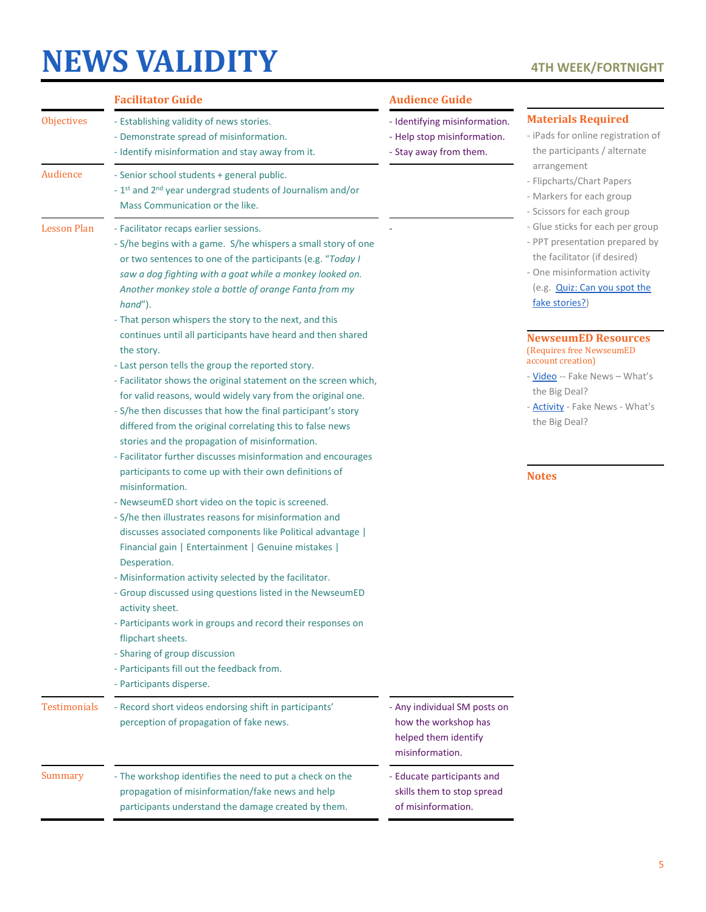# NEWS VALIDITY

**4TH WEEK/FORTNIGHT**

| | Facilitator Guide | Audience Guide |
|---|---|---|
| Objectives | - Establishing validity of news stories.<br>- Demonstrate spread of misinformation.<br>- Identify misinformation and stay away from it. | - Identifying misinformation.<br>- Help stop misinformation.<br>- Stay away from them. |
| Audience | - Senior school students + general public.<br>- 1st and 2nd year undergrad students of Journalism and/or Mass Communication or the like. | |
| Lesson Plan | - Facilitator recaps earlier sessions.<br>- S/he begins with a game. S/he whispers a small story of one or two sentences to one of the participants (e.g. "*Today I saw a dog fighting with a goat while a monkey looked on. Another monkey stole a bottle of orange Fanta from my hand*").<br>- That person whispers the story to the next, and this continues until all participants have heard and then shared the story.<br>- Last person tells the group the reported story.<br>- Facilitator shows the original statement on the screen which, for valid reasons, would widely vary from the original one.<br>- S/he then discusses that how the final participant's story differed from the original correlating this to false news stories and the propagation of misinformation.<br>- Facilitator further discusses misinformation and encourages participants to come up with their own definitions of misinformation.<br>- NewseumED short video on the topic is screened.<br>- S/he then illustrates reasons for misinformation and discusses associated components like Political advantage \| Financial gain \| Entertainment \| Genuine mistakes \| Desperation.<br>- Misinformation activity selected by the facilitator.<br>- Group discussed using questions listed in the NewseumED activity sheet.<br>- Participants work in groups and record their responses on flipchart sheets.<br>- Sharing of group discussion<br>- Participants fill out the feedback from.<br>- Participants disperse. | - |
| Testimonials | - Record short videos endorsing shift in participants' perception of propagation of fake news. | - Any individual SM posts on how the workshop has helped them identify misinformation. |
| Summary | - The workshop identifies the need to put a check on the propagation of misinformation/fake news and help participants understand the damage created by them. | - Educate participants and skills them to stop spread of misinformation. |

## Materials Required

- iPads for online registration of the participants / alternate arrangement
- Flipcharts/Chart Papers
- Markers for each group
- Scissors for each group
- Glue sticks for each per group
- PPT presentation prepared by the facilitator (if desired)
- One misinformation activity (e.g. Quiz: Can you spot the fake stories?)

## NewseumED Resources

(Requires free NewseumED account creation)

- Video -- Fake News – What's the Big Deal?
- Activity - Fake News - What's the Big Deal?

## Notes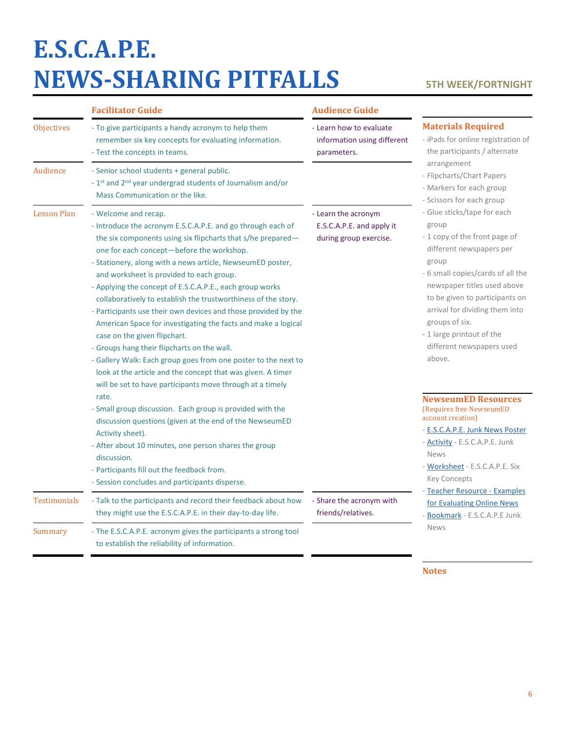# E.S.C.A.P.E. NEWS-SHARING PITFALLS

**5TH WEEK/FORTNIGHT**

| | Facilitator Guide | Audience Guide |
|---|---|---|
| Objectives | - To give participants a handy acronym to help them remember six key concepts for evaluating information.<br>- Test the concepts in teams. | - Learn how to evaluate information using different parameters. |
| Audience | - Senior school students + general public.<br>- 1st and 2nd year undergrad students of Journalism and/or Mass Communication or the like. | |
| Lesson Plan | - Welcome and recap.<br>- Introduce the acronym E.S.C.A.P.E. and go through each of the six components using six flipcharts that s/he prepared—one for each concept—before the workshop.<br>- Stationery, along with a news article, NewseumED poster, and worksheet is provided to each group.<br>- Applying the concept of E.S.C.A.P.E., each group works collaboratively to establish the trustworthiness of the story.<br>- Participants use their own devices and those provided by the American Space for investigating the facts and make a logical case on the given flipchart.<br>- Groups hang their flipcharts on the wall.<br>- Gallery Walk: Each group goes from one poster to the next to look at the article and the concept that was given. A timer will be set to have participants move through at a timely rate.<br>- Small group discussion. Each group is provided with the discussion questions (given at the end of the NewseumED Activity sheet).<br>- After about 10 minutes, one person shares the group discussion.<br>- Participants fill out the feedback from.<br>- Session concludes and participants disperse. | - Learn the acronym E.S.C.A.P.E. and apply it during group exercise. |
| Testimonials | - Talk to the participants and record their feedback about how they might use the E.S.C.A.P.E. in their day-to-day life. | - Share the acronym with friends/relatives. |
| Summary | - The E.S.C.A.P.E. acronym gives the participants a strong tool to establish the reliability of information. | |

## Materials Required

- iPads for online registration of the participants / alternate arrangement
- Flipcharts/Chart Papers
- Markers for each group
- Scissors for each group
- Glue sticks/tape for each group
- 1 copy of the front page of different newspapers per group
- 6 small copies/cards of all the newspaper titles used above to be given to participants on arrival for dividing them into groups of six.
- 1 large printout of the different newspapers used above.

## NewseumED Resources

(Requires free NewseumED account creation)

- E.S.C.A.P.E. Junk News Poster
- Activity - E.S.C.A.P.E. Junk News
- Worksheet - E.S.C.A.P.E. Six Key Concepts
- Teacher Resource - Examples for Evaluating Online News
- Bookmark - E.S.C.A.P.E Junk News

## Notes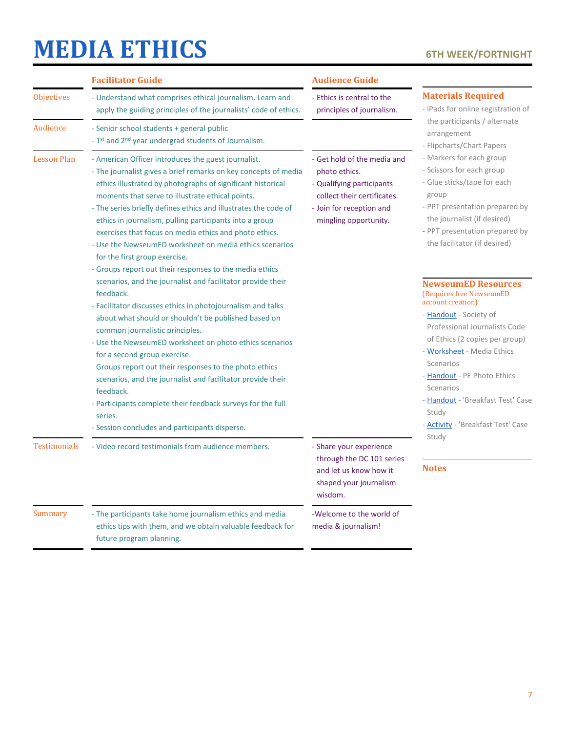# MEDIA ETHICS

6TH WEEK/FORTNIGHT

| | Facilitator Guide | Audience Guide |
|---|---|---|
| Objectives | - Understand what comprises ethical journalism. Learn and apply the guiding principles of the journalists' code of ethics. | - Ethics is central to the principles of journalism. |
| Audience | - Senior school students + general public<br>- 1st and 2nd year undergrad students of Journalism. | |
| Lesson Plan | - American Officer introduces the guest journalist.<br>- The journalist gives a brief remarks on key concepts of media ethics illustrated by photographs of significant historical moments that serve to illustrate ethical points.<br>- The series briefly defines ethics and illustrates the code of ethics in journalism, pulling participants into a group exercises that focus on media ethics and photo ethics.<br>- Use the NewseumED worksheet on media ethics scenarios for the first group exercise.<br>- Groups report out their responses to the media ethics scenarios, and the journalist and facilitator provide their feedback.<br>- Facilitator discusses ethics in photojournalism and talks about what should or shouldn't be published based on common journalistic principles.<br>- Use the NewseumED worksheet on photo ethics scenarios for a second group exercise.<br>Groups report out their responses to the photo ethics scenarios, and the journalist and facilitator provide their feedback.<br>- Participants complete their feedback surveys for the full series.<br>- Session concludes and participants disperse. | - Get hold of the media and photo ethics.<br>- Qualifying participants collect their certificates.<br>- Join for reception and mingling opportunity. |
| Testimonials | - Video record testimonials from audience members. | - Share your experience through the DC 101 series and let us know how it shaped your journalism wisdom. |
| Summary | - The participants take home journalism ethics and media ethics tips with them, and we obtain valuable feedback for future program planning. | -Welcome to the world of media & journalism! |

## Materials Required

- iPads for online registration of the participants / alternate arrangement
- Flipcharts/Chart Papers
- Markers for each group
- Scissors for each group
- Glue sticks/tape for each group
- PPT presentation prepared by the journalist (if desired)
- PPT presentation prepared by the facilitator (if desired)

## NewseumED Resources

(Requires free NewseumED account creation)

- Handout - Society of Professional Journalists Code of Ethics (2 copies per group)
- Worksheet - Media Ethics Scenarios
- Handout - PE Photo Ethics Scenarios
- Handout - 'Breakfast Test' Case Study
- Activity - 'Breakfast Test' Case Study

## Notes